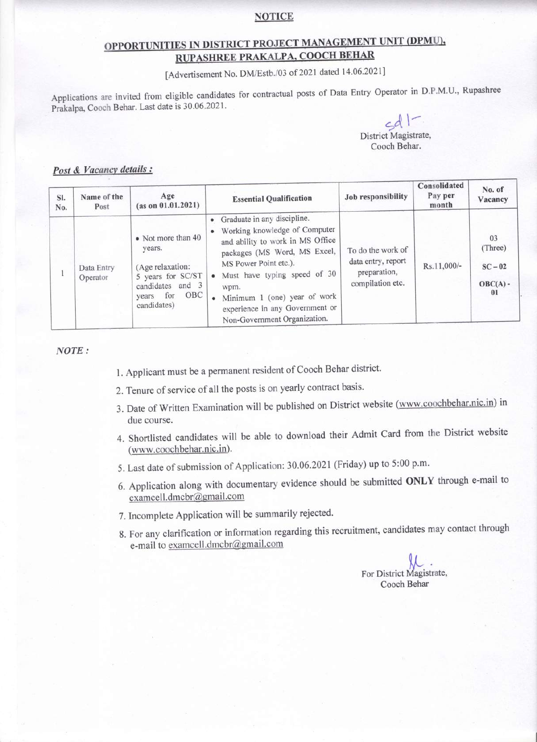# NOTICE

## OPPORTUNITIES IN DISTRICT PROJECT MANAGEMENT UNIT (DPMU), RUPASHREE PRAKALPA, COOCH BEHAR

[Advertisement No. DM/Estb./03 of 2021 dated 14.06.2021]

Applications are invited from eligible candidates for contractual posts of Data Entry Operator in D.P.M.U., Rupashree Prakalpa, Cooch Behar. Last date is 30.06.2021.

sd/-
District Magistrate,
Cooch Behar.

### *Post & Vacancy details :*

| Sl. No. | Name of the Post | Age (as on 01.01.2021) | Essential Qualification | Job responsibility | Consolidated Pay per month | No. of Vacancy |
|---|---|---|---|---|---|---|
| 1 | Data Entry Operator | • Not more than 40 years.<br><br>(Age relaxation: 5 years for SC/ST candidates and 3 years for OBC candidates) | • Graduate in any discipline.<br>• Working knowledge of Computer and ability to work in MS Office packages (MS Word, MS Excel, MS Power Point etc.).<br>• Must have typing speed of 30 wpm.<br>• Minimum 1 (one) year of work experience in any Government or Non-Government Organization. | To do the work of data entry, report preparation, compilation etc. | Rs.11,000/- | 03 (Three)<br><br>SC – 02<br><br>OBC(A) - 01 |

*NOTE :*

1. Applicant must be a permanent resident of Cooch Behar district.
2. Tenure of service of all the posts is on yearly contract basis.
3. Date of Written Examination will be published on District website (www.coochbehar.nic.in) in due course.
4. Shortlisted candidates will be able to download their Admit Card from the District website (www.coochbehar.nic.in).
5. Last date of submission of Application: 30.06.2021 (Friday) up to 5:00 p.m.
6. Application along with documentary evidence should be submitted **ONLY** through e-mail to examcell.dmcbr@gmail.com
7. Incomplete Application will be summarily rejected.
8. For any clarification or information regarding this recruitment, candidates may contact through e-mail to examcell.dmcbr@gmail.com

For District Magistrate,
Cooch Behar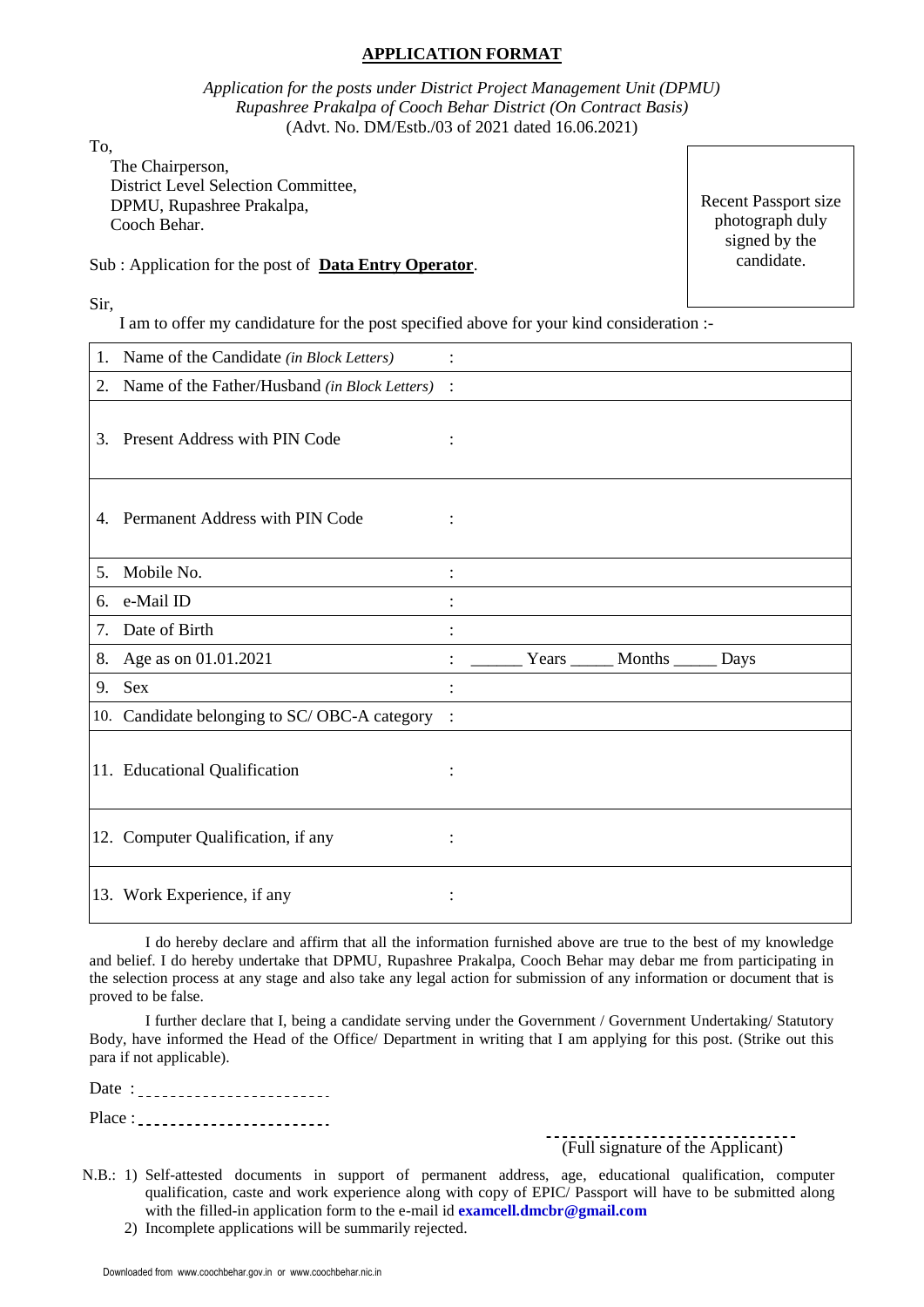## APPLICATION FORMAT

*Application for the posts under District Project Management Unit (DPMU) Rupashree Prakalpa of Cooch Behar District (On Contract Basis)*
(Advt. No. DM/Estb./03 of 2021 dated 16.06.2021)

To,
The Chairperson,
District Level Selection Committee,
DPMU, Rupashree Prakalpa,
Cooch Behar.

Recent Passport size photograph duly signed by the candidate.

Sub : Application for the post of **Data Entry Operator**.

Sir,

I am to offer my candidature for the post specified above for your kind consideration :-

| | | |
|---|---|---|
| 1. Name of the Candidate *(in Block Letters)* | : | |
| 2. Name of the Father/Husband *(in Block Letters)* | : | |
| 3. Present Address with PIN Code | : | |
| 4. Permanent Address with PIN Code | : | |
| 5. Mobile No. | : | |
| 6. e-Mail ID | : | |
| 7. Date of Birth | : | |
| 8. Age as on 01.01.2021 | : | ______ Years _____ Months _____ Days |
| 9. Sex | : | |
| 10. Candidate belonging to SC/ OBC-A category | : | |
| 11. Educational Qualification | : | |
| 12. Computer Qualification, if any | : | |
| 13. Work Experience, if any | : | |

I do hereby declare and affirm that all the information furnished above are true to the best of my knowledge and belief. I do hereby undertake that DPMU, Rupashree Prakalpa, Cooch Behar may debar me from participating in the selection process at any stage and also take any legal action for submission of any information or document that is proved to be false.

I further declare that I, being a candidate serving under the Government / Government Undertaking/ Statutory Body, have informed the Head of the Office/ Department in writing that I am applying for this post. (Strike out this para if not applicable).

Date : ________________________

Place : ________________________

______________________________
(Full signature of the Applicant)

N.B.: 1) Self-attested documents in support of permanent address, age, educational qualification, computer qualification, caste and work experience along with copy of EPIC/ Passport will have to be submitted along with the filled-in application form to the e-mail id **examcell.dmcbr@gmail.com**

2) Incomplete applications will be summarily rejected.

Downloaded from www.coochbehar.gov.in or www.coochbehar.nic.in